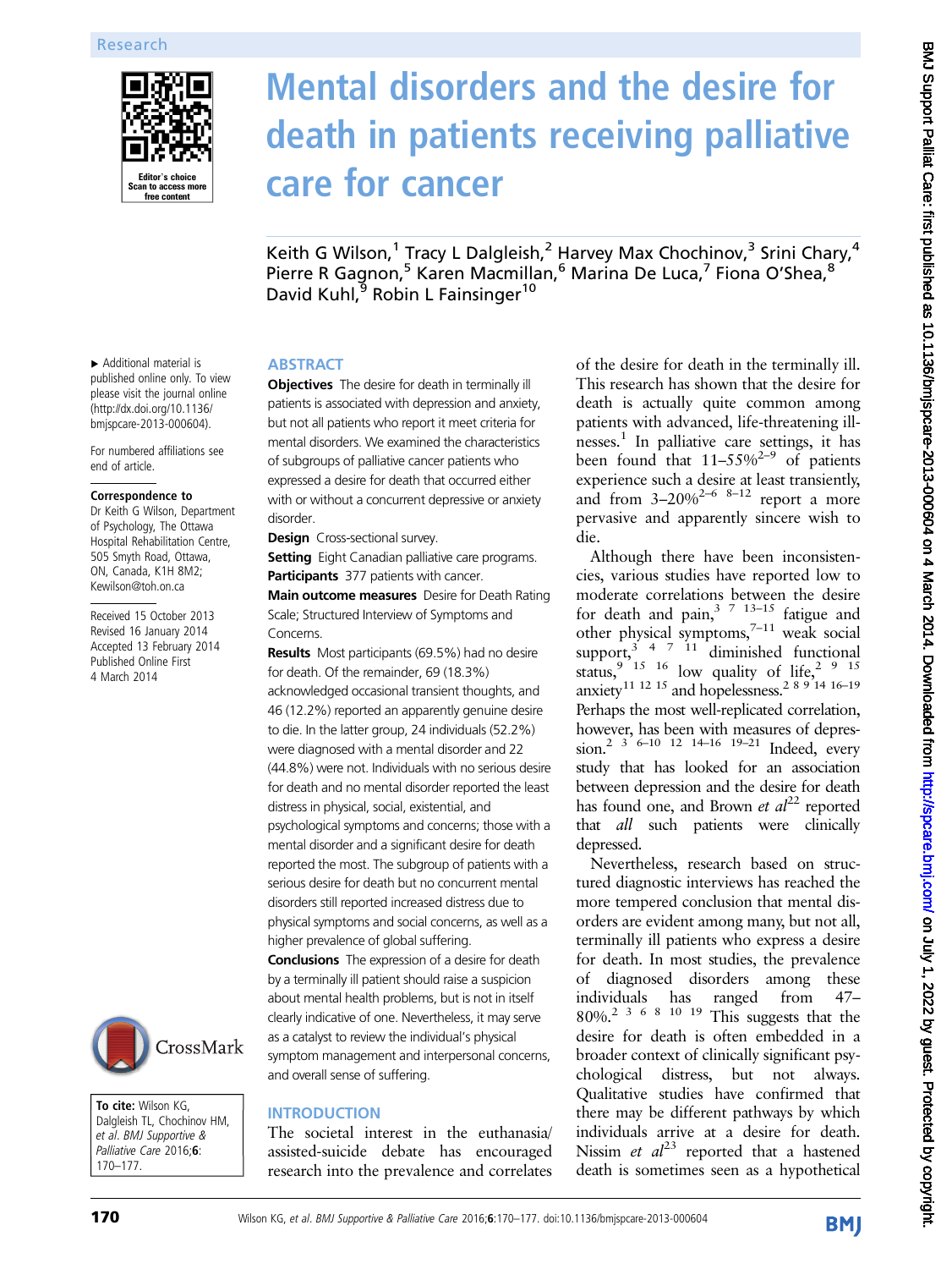# Mental disorders and the desire for death in patients receiving palliative care for cancer

Keith G Wilson,[1] Tracy L Dalgleish,[2] Harvey Max Chochinov,[3] Srini Chary,[4] Pierre R Gagnon,[5] Karen Macmillan,[6] Marina De Luca,[7] Fiona O'Shea,[8] David Kuhl,[9] Robin L Fainsinger[10]

▸ Additional material is published online only. To view please visit the journal online (http://dx.doi.org/10.1136/bmjspcare-2013-000604).

For numbered affiliations see end of article.

**Correspondence to**
Dr Keith G Wilson, Department of Psychology, The Ottawa Hospital Rehabilitation Centre, 505 Smyth Road, Ottawa, ON, Canada, K1H 8M2; Kewilson@toh.on.ca

Received 15 October 2013
Revised 16 January 2014
Accepted 13 February 2014
Published Online First
4 March 2014

**To cite:** Wilson KG, Dalgleish TL, Chochinov HM, et al. BMJ Supportive & Palliative Care 2016;**6**:170–177.

## ABSTRACT

**Objectives** The desire for death in terminally ill patients is associated with depression and anxiety, but not all patients who report it meet criteria for mental disorders. We examined the characteristics of subgroups of palliative cancer patients who expressed a desire for death that occurred either with or without a concurrent depressive or anxiety disorder.

**Design** Cross-sectional survey.

**Setting** Eight Canadian palliative care programs.

**Participants** 377 patients with cancer.

**Main outcome measures** Desire for Death Rating Scale; Structured Interview of Symptoms and Concerns.

**Results** Most participants (69.5%) had no desire for death. Of the remainder, 69 (18.3%) acknowledged occasional transient thoughts, and 46 (12.2%) reported an apparently genuine desire to die. In the latter group, 24 individuals (52.2%) were diagnosed with a mental disorder and 22 (44.8%) were not. Individuals with no serious desire for death and no mental disorder reported the least distress in physical, social, existential, and psychological symptoms and concerns; those with a mental disorder and a significant desire for death reported the most. The subgroup of patients with a serious desire for death but no concurrent mental disorders still reported increased distress due to physical symptoms and social concerns, as well as a higher prevalence of global suffering.

**Conclusions** The expression of a desire for death by a terminally ill patient should raise a suspicion about mental health problems, but is not in itself clearly indicative of one. Nevertheless, it may serve as a catalyst to review the individual's physical symptom management and interpersonal concerns, and overall sense of suffering.

## INTRODUCTION

The societal interest in the euthanasia/assisted-suicide debate has encouraged research into the prevalence and correlates of the desire for death in the terminally ill. This research has shown that the desire for death is actually quite common among patients with advanced, life-threatening illnesses.[1] In palliative care settings, it has been found that 11–55%[2–9] of patients experience such a desire at least transiently, and from 3–20%[2–6 8–12] report a more pervasive and apparently sincere wish to die.

Although there have been inconsistencies, various studies have reported low to moderate correlations between the desire for death and pain,[3 7 13–15] fatigue and other physical symptoms,[7–11] weak social support,[3 4 7 11] diminished functional status,[9 15 16] low quality of life,[2 9 15] anxiety[11 12 15] and hopelessness.[2 8 9 14 16–19] Perhaps the most well-replicated correlation, however, has been with measures of depression.[2 3 6–10 12 14–16 19–21] Indeed, every study that has looked for an association between depression and the desire for death has found one, and Brown *et al*[22] reported that *all* such patients were clinically depressed.

Nevertheless, research based on structured diagnostic interviews has reached the more tempered conclusion that mental disorders are evident among many, but not all, terminally ill patients who express a desire for death. In most studies, the prevalence of diagnosed disorders among these individuals has ranged from 47–80%.[2 3 6 8 10 19] This suggests that the desire for death is often embedded in a broader context of clinically significant psychological distress, but not always. Qualitative studies have confirmed that there may be different pathways by which individuals arrive at a desire for death. Nissim *et al*[23] reported that a hastened death is sometimes seen as a hypothetical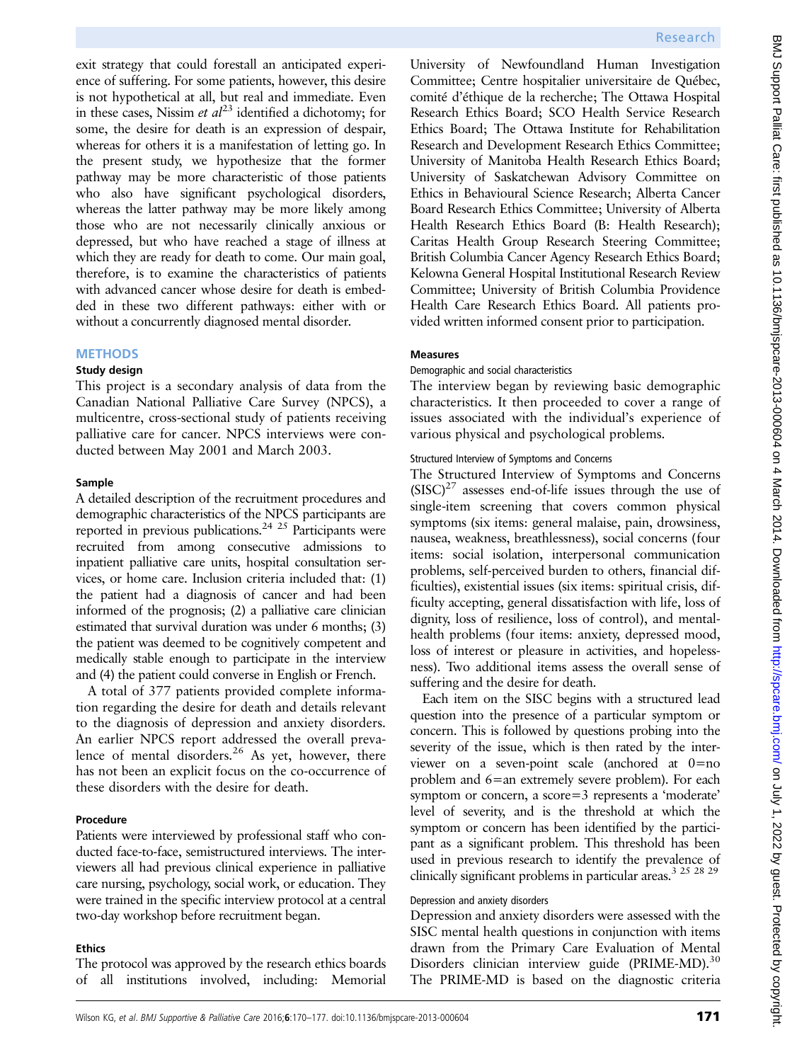exit strategy that could forestall an anticipated experience of suffering. For some patients, however, this desire is not hypothetical at all, but real and immediate. Even in these cases, Nissim *et al*[23] identified a dichotomy; for some, the desire for death is an expression of despair, whereas for others it is a manifestation of letting go. In the present study, we hypothesize that the former pathway may be more characteristic of those patients who also have significant psychological disorders, whereas the latter pathway may be more likely among those who are not necessarily clinically anxious or depressed, but who have reached a stage of illness at which they are ready for death to come. Our main goal, therefore, is to examine the characteristics of patients with advanced cancer whose desire for death is embedded in these two different pathways: either with or without a concurrently diagnosed mental disorder.

## METHODS

### Study design

This project is a secondary analysis of data from the Canadian National Palliative Care Survey (NPCS), a multicentre, cross-sectional study of patients receiving palliative care for cancer. NPCS interviews were conducted between May 2001 and March 2003.

### Sample

A detailed description of the recruitment procedures and demographic characteristics of the NPCS participants are reported in previous publications.[24 25] Participants were recruited from among consecutive admissions to inpatient palliative care units, hospital consultation services, or home care. Inclusion criteria included that: (1) the patient had a diagnosis of cancer and had been informed of the prognosis; (2) a palliative care clinician estimated that survival duration was under 6 months; (3) the patient was deemed to be cognitively competent and medically stable enough to participate in the interview and (4) the patient could converse in English or French.

A total of 377 patients provided complete information regarding the desire for death and details relevant to the diagnosis of depression and anxiety disorders. An earlier NPCS report addressed the overall prevalence of mental disorders.[26] As yet, however, there has not been an explicit focus on the co-occurrence of these disorders with the desire for death.

### Procedure

Patients were interviewed by professional staff who conducted face-to-face, semistructured interviews. The interviewers all had previous clinical experience in palliative care nursing, psychology, social work, or education. They were trained in the specific interview protocol at a central two-day workshop before recruitment began.

### Ethics

The protocol was approved by the research ethics boards of all institutions involved, including: Memorial University of Newfoundland Human Investigation Committee; Centre hospitalier universitaire de Québec, comité d'éthique de la recherche; The Ottawa Hospital Research Ethics Board; SCO Health Service Research Ethics Board; The Ottawa Institute for Rehabilitation Research and Development Research Ethics Committee; University of Manitoba Health Research Ethics Board; University of Saskatchewan Advisory Committee on Ethics in Behavioural Science Research; Alberta Cancer Board Research Ethics Committee; University of Alberta Health Research Ethics Board (B: Health Research); Caritas Health Group Research Steering Committee; British Columbia Cancer Agency Research Ethics Board; Kelowna General Hospital Institutional Research Review Committee; University of British Columbia Providence Health Care Research Ethics Board. All patients provided written informed consent prior to participation.

### Measures

#### Demographic and social characteristics

The interview began by reviewing basic demographic characteristics. It then proceeded to cover a range of issues associated with the individual's experience of various physical and psychological problems.

#### Structured Interview of Symptoms and Concerns

The Structured Interview of Symptoms and Concerns (SISC)[27] assesses end-of-life issues through the use of single-item screening that covers common physical symptoms (six items: general malaise, pain, drowsiness, nausea, weakness, breathlessness), social concerns (four items: social isolation, interpersonal communication problems, self-perceived burden to others, financial difficulties), existential issues (six items: spiritual crisis, difficulty accepting, general dissatisfaction with life, loss of dignity, loss of resilience, loss of control), and mental-health problems (four items: anxiety, depressed mood, loss of interest or pleasure in activities, and hopelessness). Two additional items assess the overall sense of suffering and the desire for death.

Each item on the SISC begins with a structured lead question into the presence of a particular symptom or concern. This is followed by questions probing into the severity of the issue, which is then rated by the interviewer on a seven-point scale (anchored at 0=no problem and 6=an extremely severe problem). For each symptom or concern, a score=3 represents a 'moderate' level of severity, and is the threshold at which the symptom or concern has been identified by the participant as a significant problem. This threshold has been used in previous research to identify the prevalence of clinically significant problems in particular areas.[3 25 28 29]

#### Depression and anxiety disorders

Depression and anxiety disorders were assessed with the SISC mental health questions in conjunction with items drawn from the Primary Care Evaluation of Mental Disorders clinician interview guide (PRIME-MD).[30] The PRIME-MD is based on the diagnostic criteria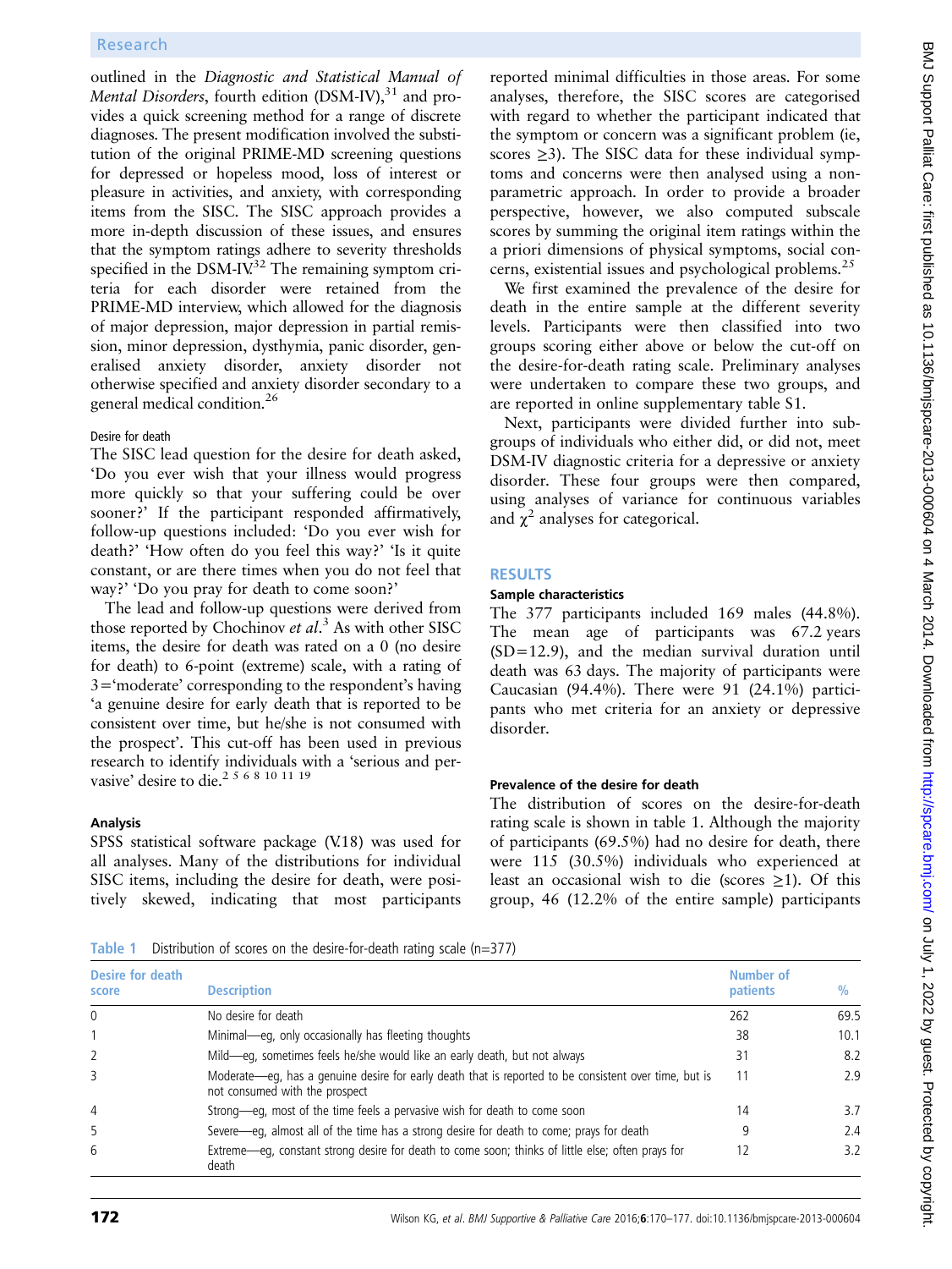outlined in the *Diagnostic and Statistical Manual of Mental Disorders*, fourth edition (DSM-IV),[31] and provides a quick screening method for a range of discrete diagnoses. The present modification involved the substitution of the original PRIME-MD screening questions for depressed or hopeless mood, loss of interest or pleasure in activities, and anxiety, with corresponding items from the SISC. The SISC approach provides a more in-depth discussion of these issues, and ensures that the symptom ratings adhere to severity thresholds specified in the DSM-IV.[32] The remaining symptom criteria for each disorder were retained from the PRIME-MD interview, which allowed for the diagnosis of major depression, major depression in partial remission, minor depression, dysthymia, panic disorder, generalised anxiety disorder, anxiety disorder not otherwise specified and anxiety disorder secondary to a general medical condition.[26]

#### Desire for death

The SISC lead question for the desire for death asked, 'Do you ever wish that your illness would progress more quickly so that your suffering could be over sooner?' If the participant responded affirmatively, follow-up questions included: 'Do you ever wish for death?' 'How often do you feel this way?' 'Is it quite constant, or are there times when you do not feel that way?' 'Do you pray for death to come soon?'

The lead and follow-up questions were derived from those reported by Chochinov *et al*.[3] As with other SISC items, the desire for death was rated on a 0 (no desire for death) to 6-point (extreme) scale, with a rating of 3='moderate' corresponding to the respondent's having 'a genuine desire for early death that is reported to be consistent over time, but he/she is not consumed with the prospect'. This cut-off has been used in previous research to identify individuals with a 'serious and pervasive' desire to die.[2 5 6 8 10 11 19]

### Analysis

SPSS statistical software package (V.18) was used for all analyses. Many of the distributions for individual SISC items, including the desire for death, were positively skewed, indicating that most participants reported minimal difficulties in those areas. For some analyses, therefore, the SISC scores are categorised with regard to whether the participant indicated that the symptom or concern was a significant problem (ie, scores ≥3). The SISC data for these individual symptoms and concerns were then analysed using a non-parametric approach. In order to provide a broader perspective, however, we also computed subscale scores by summing the original item ratings within the a priori dimensions of physical symptoms, social concerns, existential issues and psychological problems.[25]

We first examined the prevalence of the desire for death in the entire sample at the different severity levels. Participants were then classified into two groups scoring either above or below the cut-off on the desire-for-death rating scale. Preliminary analyses were undertaken to compare these two groups, and are reported in online supplementary table S1.

Next, participants were divided further into subgroups of individuals who either did, or did not, meet DSM-IV diagnostic criteria for a depressive or anxiety disorder. These four groups were then compared, using analyses of variance for continuous variables and $\chi^2$ analyses for categorical.

## RESULTS

### Sample characteristics

The 377 participants included 169 males (44.8%). The mean age of participants was 67.2 years (SD=12.9), and the median survival duration until death was 63 days. The majority of participants were Caucasian (94.4%). There were 91 (24.1%) participants who met criteria for an anxiety or depressive disorder.

### Prevalence of the desire for death

The distribution of scores on the desire-for-death rating scale is shown in table 1. Although the majority of participants (69.5%) had no desire for death, there were 115 (30.5%) individuals who experienced at least an occasional wish to die (scores ≥1). Of this group, 46 (12.2% of the entire sample) participants

Table 1 Distribution of scores on the desire-for-death rating scale (n=377)

| Desire for death score | Description | Number of patients | % |
|---|---|---|---|
| 0 | No desire for death | 262 | 69.5 |
| 1 | Minimal—eg, only occasionally has fleeting thoughts | 38 | 10.1 |
| 2 | Mild—eg, sometimes feels he/she would like an early death, but not always | 31 | 8.2 |
| 3 | Moderate—eg, has a genuine desire for early death that is reported to be consistent over time, but is not consumed with the prospect | 11 | 2.9 |
| 4 | Strong—eg, most of the time feels a pervasive wish for death to come soon | 14 | 3.7 |
| 5 | Severe—eg, almost all of the time has a strong desire for death to come; prays for death | 9 | 2.4 |
| 6 | Extreme—eg, constant strong desire for death to come soon; thinks of little else; often prays for death | 12 | 3.2 |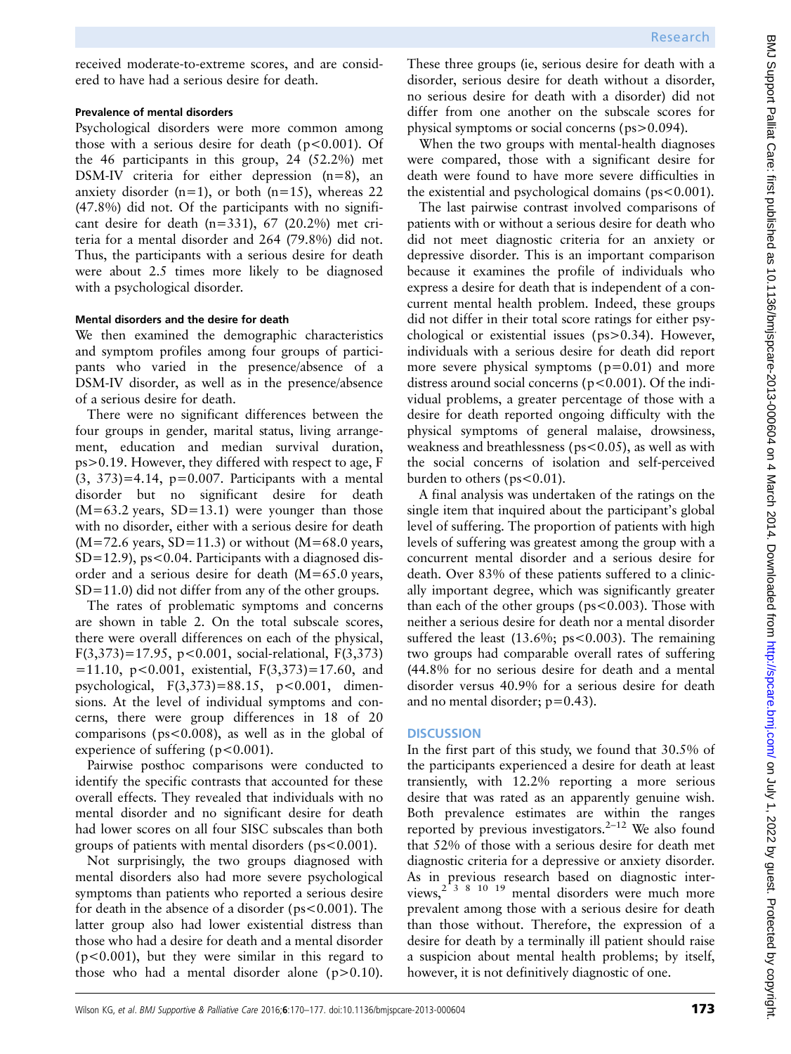received moderate-to-extreme scores, and are considered to have had a serious desire for death.

### Prevalence of mental disorders

Psychological disorders were more common among those with a serious desire for death ($p<0.001$). Of the 46 participants in this group, 24 (52.2%) met DSM-IV criteria for either depression (n=8), an anxiety disorder (n=1), or both (n=15), whereas 22 (47.8%) did not. Of the participants with no significant desire for death (n=331), 67 (20.2%) met criteria for a mental disorder and 264 (79.8%) did not. Thus, the participants with a serious desire for death were about 2.5 times more likely to be diagnosed with a psychological disorder.

### Mental disorders and the desire for death

We then examined the demographic characteristics and symptom profiles among four groups of participants who varied in the presence/absence of a DSM-IV disorder, as well as in the presence/absence of a serious desire for death.

There were no significant differences between the four groups in gender, marital status, living arrangement, education and median survival duration, ps>0.19. However, they differed with respect to age, $F(3, 373)=4.14$, $p=0.007$. Participants with a mental disorder but no significant desire for death (M=63.2 years, SD=13.1) were younger than those with no disorder, either with a serious desire for death (M=72.6 years, SD=11.3) or without (M=68.0 years, SD=12.9), ps<0.04. Participants with a diagnosed disorder and a serious desire for death (M=65.0 years, SD=11.0) did not differ from any of the other groups.

The rates of problematic symptoms and concerns are shown in table 2. On the total subscale scores, there were overall differences on each of the physical, $F(3,373)=17.95$, $p<0.001$, social-relational, $F(3,373)=11.10$, $p<0.001$, existential, $F(3,373)=17.60$, and psychological, $F(3,373)=88.15$, $p<0.001$, dimensions. At the level of individual symptoms and concerns, there were group differences in 18 of 20 comparisons (ps<0.008), as well as in the global of experience of suffering ($p<0.001$).

Pairwise posthoc comparisons were conducted to identify the specific contrasts that accounted for these overall effects. They revealed that individuals with no mental disorder and no significant desire for death had lower scores on all four SISC subscales than both groups of patients with mental disorders (ps<0.001).

Not surprisingly, the two groups diagnosed with mental disorders also had more severe psychological symptoms than patients who reported a serious desire for death in the absence of a disorder (ps<0.001). The latter group also had lower existential distress than those who had a desire for death and a mental disorder ($p<0.001$), but they were similar in this regard to those who had a mental disorder alone ($p>0.10$). These three groups (ie, serious desire for death with a disorder, serious desire for death without a disorder, no serious desire for death with a disorder) did not differ from one another on the subscale scores for physical symptoms or social concerns (ps>0.094).

When the two groups with mental-health diagnoses were compared, those with a significant desire for death were found to have more severe difficulties in the existential and psychological domains (ps<0.001).

The last pairwise contrast involved comparisons of patients with or without a serious desire for death who did not meet diagnostic criteria for an anxiety or depressive disorder. This is an important comparison because it examines the profile of individuals who express a desire for death that is independent of a concurrent mental health problem. Indeed, these groups did not differ in their total score ratings for either psychological or existential issues (ps>0.34). However, individuals with a serious desire for death did report more severe physical symptoms ($p=0.01$) and more distress around social concerns ($p<0.001$). Of the individual problems, a greater percentage of those with a desire for death reported ongoing difficulty with the physical symptoms of general malaise, drowsiness, weakness and breathlessness (ps<0.05), as well as with the social concerns of isolation and self-perceived burden to others (ps<0.01).

A final analysis was undertaken of the ratings on the single item that inquired about the participant's global level of suffering. The proportion of patients with high levels of suffering was greatest among the group with a concurrent mental disorder and a serious desire for death. Over 83% of these patients suffered to a clinically important degree, which was significantly greater than each of the other groups (ps<0.003). Those with neither a serious desire for death nor a mental disorder suffered the least (13.6%; ps<0.003). The remaining two groups had comparable overall rates of suffering (44.8% for no serious desire for death and a mental disorder versus 40.9% for a serious desire for death and no mental disorder; $p=0.43$).

## DISCUSSION

In the first part of this study, we found that 30.5% of the participants experienced a desire for death at least transiently, with 12.2% reporting a more serious desire that was rated as an apparently genuine wish. Both prevalence estimates are within the ranges reported by previous investigators.[2–12] We also found that 52% of those with a serious desire for death met diagnostic criteria for a depressive or anxiety disorder. As in previous research based on diagnostic interviews,[2 3 8 10 19] mental disorders were much more prevalent among those with a serious desire for death than those without. Therefore, the expression of a desire for death by a terminally ill patient should raise a suspicion about mental health problems; by itself, however, it is not definitively diagnostic of one.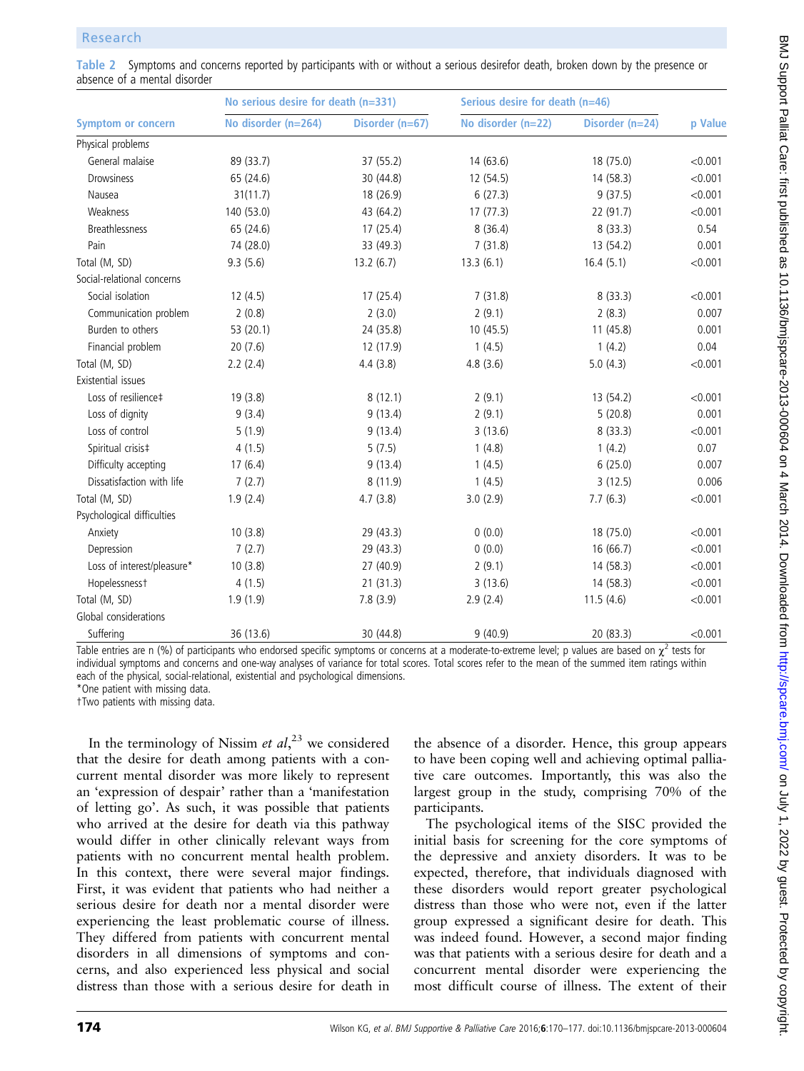**Table 2** Symptoms and concerns reported by participants with or without a serious desirefor death, broken down by the presence or absence of a mental disorder

| Symptom or concern | No serious desire for death (n=331) | | Serious desire for death (n=46) | | p Value |
|---|---|---|---|---|---|
| | No disorder (n=264) | Disorder (n=67) | No disorder (n=22) | Disorder (n=24) | |
| Physical problems | | | | | |
| General malaise | 89 (33.7) | 37 (55.2) | 14 (63.6) | 18 (75.0) | <0.001 |
| Drowsiness | 65 (24.6) | 30 (44.8) | 12 (54.5) | 14 (58.3) | <0.001 |
| Nausea | 31(11.7) | 18 (26.9) | 6 (27.3) | 9 (37.5) | <0.001 |
| Weakness | 140 (53.0) | 43 (64.2) | 17 (77.3) | 22 (91.7) | <0.001 |
| Breathlessness | 65 (24.6) | 17 (25.4) | 8 (36.4) | 8 (33.3) | 0.54 |
| Pain | 74 (28.0) | 33 (49.3) | 7 (31.8) | 13 (54.2) | 0.001 |
| Total (M, SD) | 9.3 (5.6) | 13.2 (6.7) | 13.3 (6.1) | 16.4 (5.1) | <0.001 |
| Social-relational concerns | | | | | |
| Social isolation | 12 (4.5) | 17 (25.4) | 7 (31.8) | 8 (33.3) | <0.001 |
| Communication problem | 2 (0.8) | 2 (3.0) | 2 (9.1) | 2 (8.3) | 0.007 |
| Burden to others | 53 (20.1) | 24 (35.8) | 10 (45.5) | 11 (45.8) | 0.001 |
| Financial problem | 20 (7.6) | 12 (17.9) | 1 (4.5) | 1 (4.2) | 0.04 |
| Total (M, SD) | 2.2 (2.4) | 4.4 (3.8) | 4.8 (3.6) | 5.0 (4.3) | <0.001 |
| Existential issues | | | | | |
| Loss of resilience‡ | 19 (3.8) | 8 (12.1) | 2 (9.1) | 13 (54.2) | <0.001 |
| Loss of dignity | 9 (3.4) | 9 (13.4) | 2 (9.1) | 5 (20.8) | 0.001 |
| Loss of control | 5 (1.9) | 9 (13.4) | 3 (13.6) | 8 (33.3) | <0.001 |
| Spiritual crisis‡ | 4 (1.5) | 5 (7.5) | 1 (4.8) | 1 (4.2) | 0.07 |
| Difficulty accepting | 17 (6.4) | 9 (13.4) | 1 (4.5) | 6 (25.0) | 0.007 |
| Dissatisfaction with life | 7 (2.7) | 8 (11.9) | 1 (4.5) | 3 (12.5) | 0.006 |
| Total (M, SD) | 1.9 (2.4) | 4.7 (3.8) | 3.0 (2.9) | 7.7 (6.3) | <0.001 |
| Psychological difficulties | | | | | |
| Anxiety | 10 (3.8) | 29 (43.3) | 0 (0.0) | 18 (75.0) | <0.001 |
| Depression | 7 (2.7) | 29 (43.3) | 0 (0.0) | 16 (66.7) | <0.001 |
| Loss of interest/pleasure* | 10 (3.8) | 27 (40.9) | 2 (9.1) | 14 (58.3) | <0.001 |
| Hopelessness† | 4 (1.5) | 21 (31.3) | 3 (13.6) | 14 (58.3) | <0.001 |
| Total (M, SD) | 1.9 (1.9) | 7.8 (3.9) | 2.9 (2.4) | 11.5 (4.6) | <0.001 |
| Global considerations | | | | | |
| Suffering | 36 (13.6) | 30 (44.8) | 9 (40.9) | 20 (83.3) | <0.001 |

Table entries are n (%) of participants who endorsed specific symptoms or concerns at a moderate-to-extreme level; p values are based on $\chi^2$ tests for individual symptoms and concerns and one-way analyses of variance for total scores. Total scores refer to the mean of the summed item ratings within each of the physical, social-relational, existential and psychological dimensions.
*One patient with missing data.
†Two patients with missing data.

In the terminology of Nissim *et al*,[23] we considered that the desire for death among patients with a concurrent mental disorder was more likely to represent an 'expression of despair' rather than a 'manifestation of letting go'. As such, it was possible that patients who arrived at the desire for death via this pathway would differ in other clinically relevant ways from patients with no concurrent mental health problem. In this context, there were several major findings. First, it was evident that patients who had neither a serious desire for death nor a mental disorder were experiencing the least problematic course of illness. They differed from patients with concurrent mental disorders in all dimensions of symptoms and concerns, and also experienced less physical and social distress than those with a serious desire for death in the absence of a disorder. Hence, this group appears to have been coping well and achieving optimal palliative care outcomes. Importantly, this was also the largest group in the study, comprising 70% of the participants.

The psychological items of the SISC provided the initial basis for screening for the core symptoms of the depressive and anxiety disorders. It was to be expected, therefore, that individuals diagnosed with these disorders would report greater psychological distress than those who were not, even if the latter group expressed a significant desire for death. This was indeed found. However, a second major finding was that patients with a serious desire for death and a concurrent mental disorder were experiencing the most difficult course of illness. The extent of their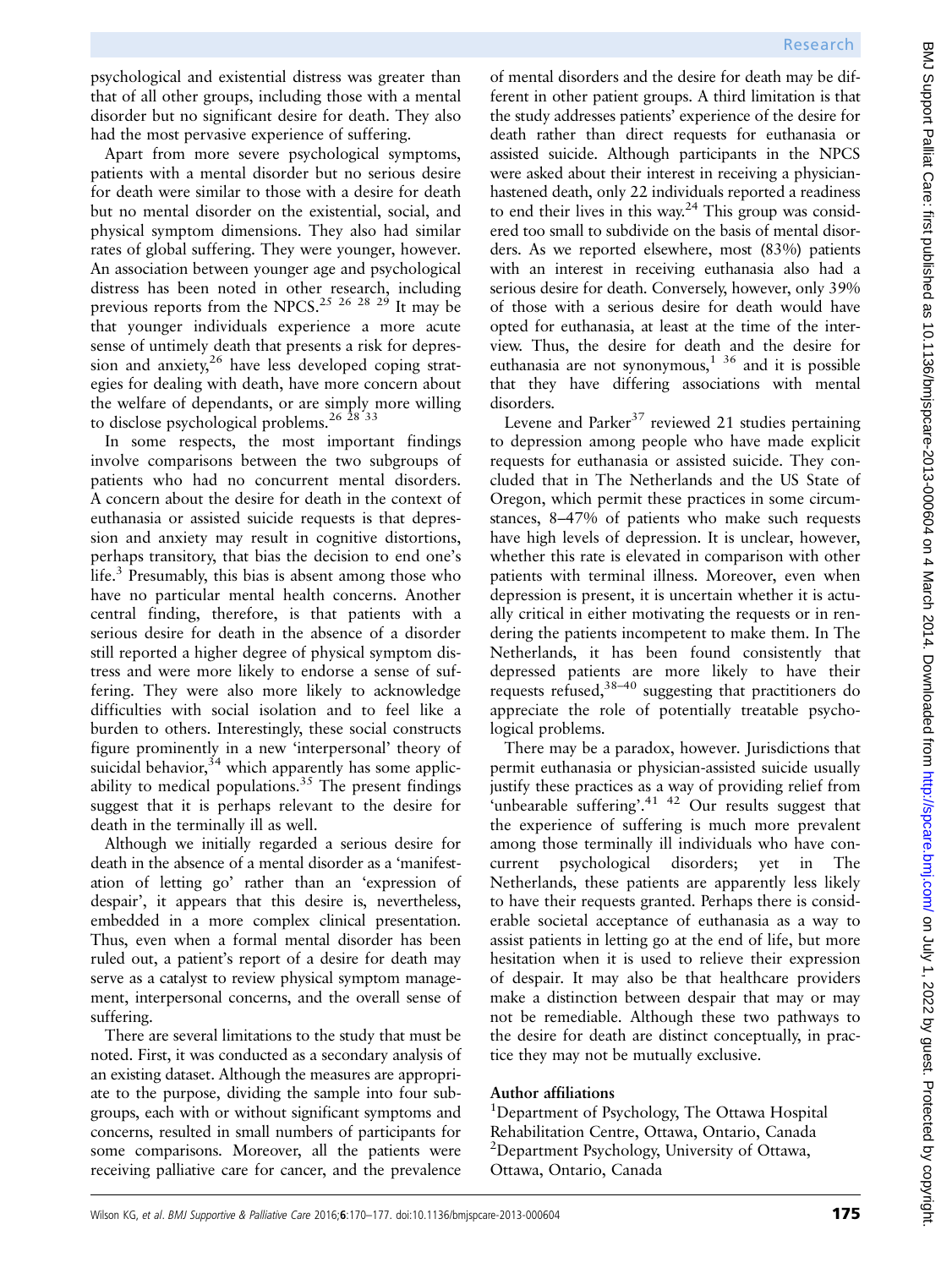psychological and existential distress was greater than that of all other groups, including those with a mental disorder but no significant desire for death. They also had the most pervasive experience of suffering.

Apart from more severe psychological symptoms, patients with a mental disorder but no serious desire for death were similar to those with a desire for death but no mental disorder on the existential, social, and physical symptom dimensions. They also had similar rates of global suffering. They were younger, however. An association between younger age and psychological distress has been noted in other research, including previous reports from the NPCS.[25 26 28 29] It may be that younger individuals experience a more acute sense of untimely death that presents a risk for depression and anxiety,[26] have less developed coping strategies for dealing with death, have more concern about the welfare of dependants, or are simply more willing to disclose psychological problems.[26 28 33]

In some respects, the most important findings involve comparisons between the two subgroups of patients who had no concurrent mental disorders. A concern about the desire for death in the context of euthanasia or assisted suicide requests is that depression and anxiety may result in cognitive distortions, perhaps transitory, that bias the decision to end one's life.[3] Presumably, this bias is absent among those who have no particular mental health concerns. Another central finding, therefore, is that patients with a serious desire for death in the absence of a disorder still reported a higher degree of physical symptom distress and were more likely to endorse a sense of suffering. They were also more likely to acknowledge difficulties with social isolation and to feel like a burden to others. Interestingly, these social constructs figure prominently in a new 'interpersonal' theory of suicidal behavior,[34] which apparently has some applicability to medical populations.[35] The present findings suggest that it is perhaps relevant to the desire for death in the terminally ill as well.

Although we initially regarded a serious desire for death in the absence of a mental disorder as a 'manifestation of letting go' rather than an 'expression of despair', it appears that this desire is, nevertheless, embedded in a more complex clinical presentation. Thus, even when a formal mental disorder has been ruled out, a patient's report of a desire for death may serve as a catalyst to review physical symptom management, interpersonal concerns, and the overall sense of suffering.

There are several limitations to the study that must be noted. First, it was conducted as a secondary analysis of an existing dataset. Although the measures are appropriate to the purpose, dividing the sample into four subgroups, each with or without significant symptoms and concerns, resulted in small numbers of participants for some comparisons. Moreover, all the patients were receiving palliative care for cancer, and the prevalence of mental disorders and the desire for death may be different in other patient groups. A third limitation is that the study addresses patients' experience of the desire for death rather than direct requests for euthanasia or assisted suicide. Although participants in the NPCS were asked about their interest in receiving a physician-hastened death, only 22 individuals reported a readiness to end their lives in this way.[24] This group was considered too small to subdivide on the basis of mental disorders. As we reported elsewhere, most (83%) patients with an interest in receiving euthanasia also had a serious desire for death. Conversely, however, only 39% of those with a serious desire for death would have opted for euthanasia, at least at the time of the interview. Thus, the desire for death and the desire for euthanasia are not synonymous,[1 36] and it is possible that they have differing associations with mental disorders.

Levene and Parker[37] reviewed 21 studies pertaining to depression among people who have made explicit requests for euthanasia or assisted suicide. They concluded that in The Netherlands and the US State of Oregon, which permit these practices in some circumstances, 8–47% of patients who make such requests have high levels of depression. It is unclear, however, whether this rate is elevated in comparison with other patients with terminal illness. Moreover, even when depression is present, it is uncertain whether it is actually critical in either motivating the requests or in rendering the patients incompetent to make them. In The Netherlands, it has been found consistently that depressed patients are more likely to have their requests refused,[38–40] suggesting that practitioners do appreciate the role of potentially treatable psychological problems.

There may be a paradox, however. Jurisdictions that permit euthanasia or physician-assisted suicide usually justify these practices as a way of providing relief from 'unbearable suffering'.[41 42] Our results suggest that the experience of suffering is much more prevalent among those terminally ill individuals who have concurrent psychological disorders; yet in The Netherlands, these patients are apparently less likely to have their requests granted. Perhaps there is considerable societal acceptance of euthanasia as a way to assist patients in letting go at the end of life, but more hesitation when it is used to relieve their expression of despair. It may also be that healthcare providers make a distinction between despair that may or may not be remediable. Although these two pathways to the desire for death are distinct conceptually, in practice they may not be mutually exclusive.

## Author affiliations

[1]Department of Psychology, The Ottawa Hospital Rehabilitation Centre, Ottawa, Ontario, Canada
[2]Department Psychology, University of Ottawa, Ottawa, Ontario, Canada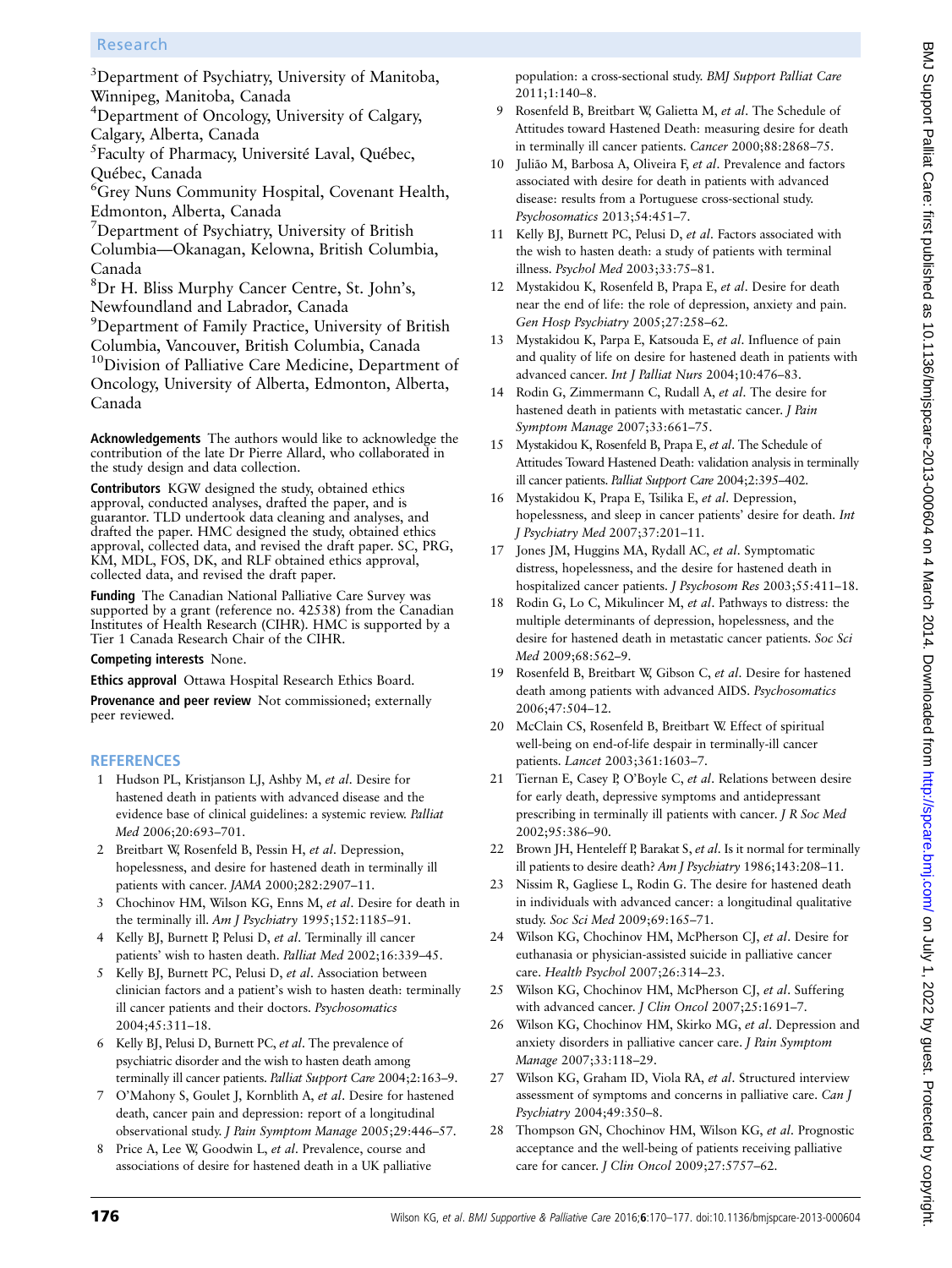[3]Department of Psychiatry, University of Manitoba, Winnipeg, Manitoba, Canada
[4]Department of Oncology, University of Calgary, Calgary, Alberta, Canada
[5]Faculty of Pharmacy, Université Laval, Québec, Québec, Canada
[6]Grey Nuns Community Hospital, Covenant Health, Edmonton, Alberta, Canada
[7]Department of Psychiatry, University of British Columbia—Okanagan, Kelowna, British Columbia, Canada
[8]Dr H. Bliss Murphy Cancer Centre, St. John's, Newfoundland and Labrador, Canada
[9]Department of Family Practice, University of British Columbia, Vancouver, British Columbia, Canada
[10]Division of Palliative Care Medicine, Department of Oncology, University of Alberta, Edmonton, Alberta, Canada

**Acknowledgements** The authors would like to acknowledge the contribution of the late Dr Pierre Allard, who collaborated in the study design and data collection.

**Contributors** KGW designed the study, obtained ethics approval, conducted analyses, drafted the paper, and is guarantor. TLD undertook data cleaning and analyses, and drafted the paper. HMC designed the study, obtained ethics approval, collected data, and revised the draft paper. SC, PRG, KM, MDL, FOS, DK, and RLF obtained ethics approval, collected data, and revised the draft paper.

**Funding** The Canadian National Palliative Care Survey was supported by a grant (reference no. 42538) from the Canadian Institutes of Health Research (CIHR). HMC is supported by a Tier 1 Canada Research Chair of the CIHR.

**Competing interests** None.

**Ethics approval** Ottawa Hospital Research Ethics Board.

**Provenance and peer review** Not commissioned; externally peer reviewed.

## REFERENCES

1. Hudson PL, Kristjanson LJ, Ashby M, *et al*. Desire for hastened death in patients with advanced disease and the evidence base of clinical guidelines: a systemic review. *Palliat Med* 2006;20:693–701.
2. Breitbart W, Rosenfeld B, Pessin H, *et al*. Depression, hopelessness, and desire for hastened death in terminally ill patients with cancer. *JAMA* 2000;282:2907–11.
3. Chochinov HM, Wilson KG, Enns M, *et al*. Desire for death in the terminally ill. *Am J Psychiatry* 1995;152:1185–91.
4. Kelly BJ, Burnett P, Pelusi D, *et al*. Terminally ill cancer patients' wish to hasten death. *Palliat Med* 2002;16:339–45.
5. Kelly BJ, Burnett PC, Pelusi D, *et al*. Association between clinician factors and a patient's wish to hasten death: terminally ill cancer patients and their doctors. *Psychosomatics* 2004;45:311–18.
6. Kelly BJ, Pelusi D, Burnett PC, *et al*. The prevalence of psychiatric disorder and the wish to hasten death among terminally ill cancer patients. *Palliat Support Care* 2004;2:163–9.
7. O'Mahony S, Goulet J, Kornblith A, *et al*. Desire for hastened death, cancer pain and depression: report of a longitudinal observational study. *J Pain Symptom Manage* 2005;29:446–57.
8. Price A, Lee W, Goodwin L, *et al*. Prevalence, course and associations of desire for hastened death in a UK palliative population: a cross-sectional study. *BMJ Support Palliat Care* 2011;1:140–8.
9. Rosenfeld B, Breitbart W, Galietta M, *et al*. The Schedule of Attitudes toward Hastened Death: measuring desire for death in terminally ill cancer patients. *Cancer* 2000;88:2868–75.
10. Julião M, Barbosa A, Oliveira F, *et al*. Prevalence and factors associated with desire for death in patients with advanced disease: results from a Portuguese cross-sectional study. *Psychosomatics* 2013;54:451–7.
11. Kelly BJ, Burnett PC, Pelusi D, *et al*. Factors associated with the wish to hasten death: a study of patients with terminal illness. *Psychol Med* 2003;33:75–81.
12. Mystakidou K, Rosenfeld B, Parpa E, *et al*. Desire for death near the end of life: the role of depression, anxiety and pain. *Gen Hosp Psychiatry* 2005;27:258–62.
13. Mystakidou K, Parpa E, Katsouda E, *et al*. Influence of pain and quality of life on desire for hastened death in patients with advanced cancer. *Int J Palliat Nurs* 2004;10:476–83.
14. Rodin G, Zimmermann C, Rudall A, *et al*. The desire for hastened death in patients with metastatic cancer. *J Pain Symptom Manage* 2007;33:661–75.
15. Mystakidou K, Rosenfeld B, Parpa E, *et al*. The Schedule of Attitudes Toward Hastened Death: validation analysis in terminally ill cancer patients. *Palliat Support Care* 2004;2:395–402.
16. Mystakidou K, Parpa E, Tsilika E, *et al*. Depression, hopelessness, and sleep in cancer patients' desire for death. *Int J Psychiatry Med* 2007;37:201–11.
17. Jones JM, Huggins MA, Rydall AC, *et al*. Symptomatic distress, hopelessness, and the desire for hastened death in hospitalized cancer patients. *J Psychosom Res* 2003;55:411–18.
18. Rodin G, Lo C, Mikulincer M, *et al*. Pathways to distress: the multiple determinants of depression, hopelessness, and the desire for hastened death in metastatic cancer patients. *Soc Sci Med* 2009;68:562–9.
19. Rosenfeld B, Breitbart W, Gibson C, *et al*. Desire for hastened death among patients with advanced AIDS. *Psychosomatics* 2006;47:504–12.
20. McClain CS, Rosenfeld B, Breitbart W. Effect of spiritual well-being on end-of-life despair in terminally-ill cancer patients. *Lancet* 2003;361:1603–7.
21. Tiernan E, Casey P, O'Boyle C, *et al*. Relations between desire for early death, depressive symptoms and antidepressant prescribing in terminally ill patients with cancer. *J R Soc Med* 2002;95:386–90.
22. Brown JH, Henteleff P, Barakat S, *et al*. Is it normal for terminally ill patients to desire death? *Am J Psychiatry* 1986;143:208–11.
23. Nissim R, Gagliese L, Rodin G. The desire for hastened death in individuals with advanced cancer: a longitudinal qualitative study. *Soc Sci Med* 2009;69:165–71.
24. Wilson KG, Chochinov HM, McPherson CJ, *et al*. Desire for euthanasia or physician-assisted suicide in palliative cancer care. *Health Psychol* 2007;26:314–23.
25. Wilson KG, Chochinov HM, McPherson CJ, *et al*. Suffering with advanced cancer. *J Clin Oncol* 2007;25:1691–7.
26. Wilson KG, Chochinov HM, Skirko MG, *et al*. Depression and anxiety disorders in palliative cancer care. *J Pain Symptom Manage* 2007;33:118–29.
27. Wilson KG, Graham ID, Viola RA, *et al*. Structured interview assessment of symptoms and concerns in palliative care. *Can J Psychiatry* 2004;49:350–8.
28. Thompson GN, Chochinov HM, Wilson KG, *et al*. Prognostic acceptance and the well-being of patients receiving palliative care for cancer. *J Clin Oncol* 2009;27:5757–62.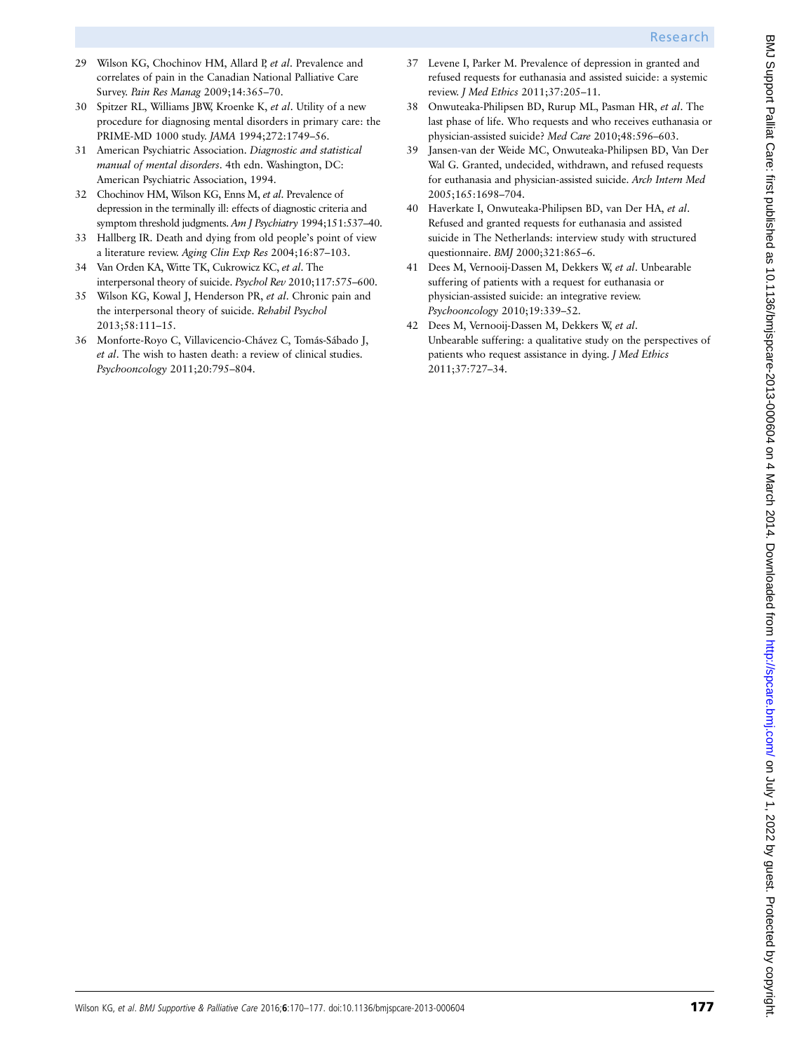29 Wilson KG, Chochinov HM, Allard P, *et al*. Prevalence and correlates of pain in the Canadian National Palliative Care Survey. *Pain Res Manag* 2009;14:365–70.

30 Spitzer RL, Williams JBW, Kroenke K, *et al*. Utility of a new procedure for diagnosing mental disorders in primary care: the PRIME-MD 1000 study. *JAMA* 1994;272:1749–56.

31 American Psychiatric Association. *Diagnostic and statistical manual of mental disorders*. 4th edn. Washington, DC: American Psychiatric Association, 1994.

32 Chochinov HM, Wilson KG, Enns M, *et al*. Prevalence of depression in the terminally ill: effects of diagnostic criteria and symptom threshold judgments. *Am J Psychiatry* 1994;151:537–40.

33 Hallberg IR. Death and dying from old people's point of view a literature review. *Aging Clin Exp Res* 2004;16:87–103.

34 Van Orden KA, Witte TK, Cukrowicz KC, *et al*. The interpersonal theory of suicide. *Psychol Rev* 2010;117:575–600.

35 Wilson KG, Kowal J, Henderson PR, *et al*. Chronic pain and the interpersonal theory of suicide. *Rehabil Psychol* 2013;58:111–15.

36 Monforte-Royo C, Villavicencio-Chávez C, Tomás-Sábado J, *et al*. The wish to hasten death: a review of clinical studies. *Psychooncology* 2011;20:795–804.

37 Levene I, Parker M. Prevalence of depression in granted and refused requests for euthanasia and assisted suicide: a systemic review. *J Med Ethics* 2011;37:205–11.

38 Onwuteaka-Philipsen BD, Rurup ML, Pasman HR, *et al*. The last phase of life. Who requests and who receives euthanasia or physician-assisted suicide? *Med Care* 2010;48:596–603.

39 Jansen-van der Weide MC, Onwuteaka-Philipsen BD, Van Der Wal G. Granted, undecided, withdrawn, and refused requests for euthanasia and physician-assisted suicide. *Arch Intern Med* 2005;165:1698–704.

40 Haverkate I, Onwuteaka-Philipsen BD, van Der HA, *et al*. Refused and granted requests for euthanasia and assisted suicide in The Netherlands: interview study with structured questionnaire. *BMJ* 2000;321:865–6.

41 Dees M, Vernooij-Dassen M, Dekkers W, *et al*. Unbearable suffering of patients with a request for euthanasia or physician-assisted suicide: an integrative review. *Psychooncology* 2010;19:339–52.

42 Dees M, Vernooij-Dassen M, Dekkers W, *et al*. Unbearable suffering: a qualitative study on the perspectives of patients who request assistance in dying. *J Med Ethics* 2011;37:727–34.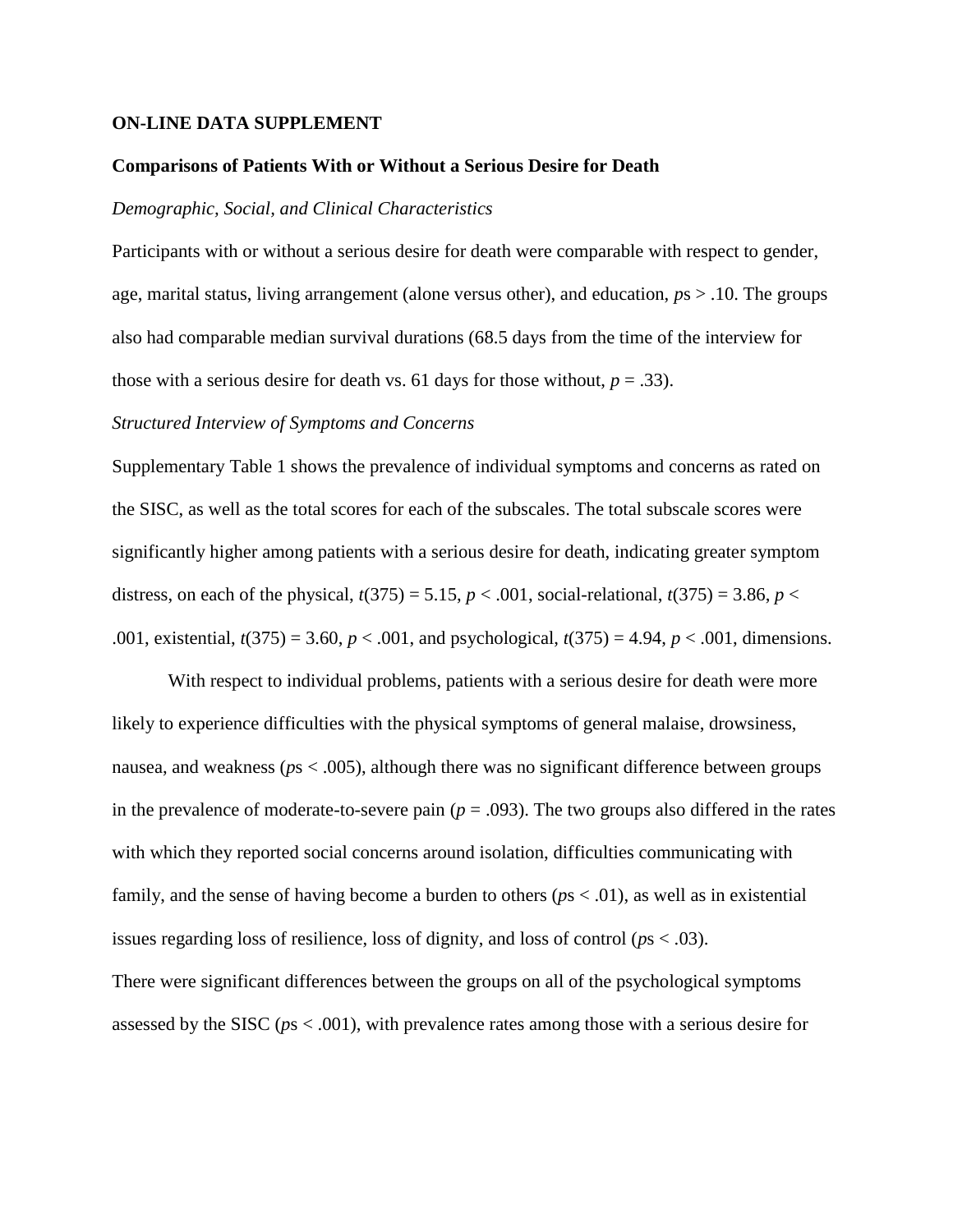**ON-LINE DATA SUPPLEMENT**

**Comparisons of Patients With or Without a Serious Desire for Death**

*Demographic, Social, and Clinical Characteristics*

Participants with or without a serious desire for death were comparable with respect to gender, age, marital status, living arrangement (alone versus other), and education, $p$s > .10. The groups also had comparable median survival durations (68.5 days from the time of the interview for those with a serious desire for death vs. 61 days for those without, $p = .33$).

*Structured Interview of Symptoms and Concerns*

Supplementary Table 1 shows the prevalence of individual symptoms and concerns as rated on the SISC, as well as the total scores for each of the subscales. The total subscale scores were significantly higher among patients with a serious desire for death, indicating greater symptom distress, on each of the physical, $t(375) = 5.15$, $p < .001$, social-relational, $t(375) = 3.86$, $p < .001$, existential, $t(375) = 3.60$, $p < .001$, and psychological, $t(375) = 4.94$, $p < .001$, dimensions.

With respect to individual problems, patients with a serious desire for death were more likely to experience difficulties with the physical symptoms of general malaise, drowsiness, nausea, and weakness ($p$s < .005), although there was no significant difference between groups in the prevalence of moderate-to-severe pain ($p = .093$). The two groups also differed in the rates with which they reported social concerns around isolation, difficulties communicating with family, and the sense of having become a burden to others ($p$s < .01), as well as in existential issues regarding loss of resilience, loss of dignity, and loss of control ($p$s < .03).

There were significant differences between the groups on all of the psychological symptoms assessed by the SISC ($p$s < .001), with prevalence rates among those with a serious desire for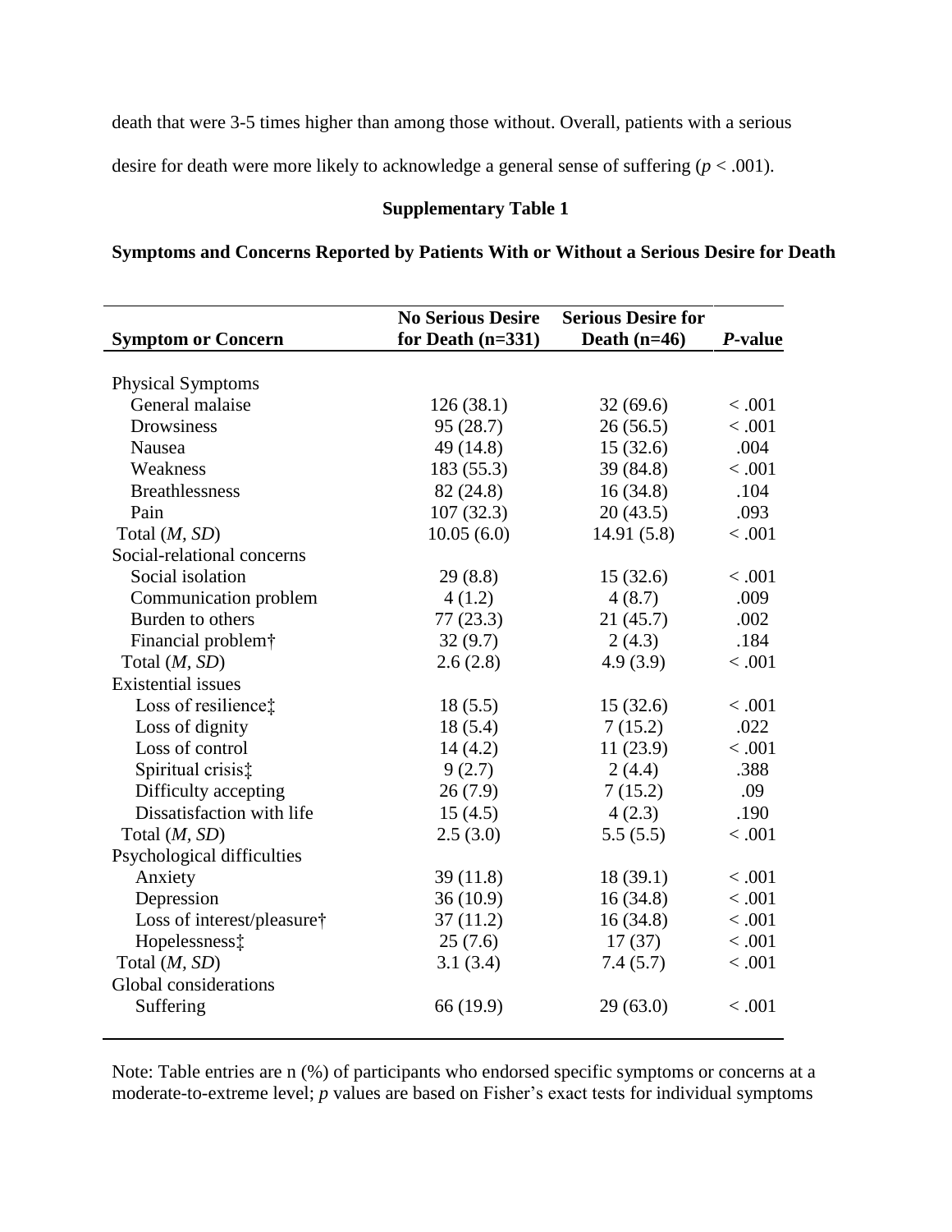death that were 3-5 times higher than among those without. Overall, patients with a serious desire for death were more likely to acknowledge a general sense of suffering ($p < .001$).

**Supplementary Table 1**

**Symptoms and Concerns Reported by Patients With or Without a Serious Desire for Death**

| Symptom or Concern | No Serious Desire for Death (n=331) | Serious Desire for Death (n=46) | *P*-value |
|---|---|---|---|
| Physical Symptoms | | | |
| General malaise | 126 (38.1) | 32 (69.6) | < .001 |
| Drowsiness | 95 (28.7) | 26 (56.5) | < .001 |
| Nausea | 49 (14.8) | 15 (32.6) | .004 |
| Weakness | 183 (55.3) | 39 (84.8) | < .001 |
| Breathlessness | 82 (24.8) | 16 (34.8) | .104 |
| Pain | 107 (32.3) | 20 (43.5) | .093 |
| Total (*M, SD*) | 10.05 (6.0) | 14.91 (5.8) | < .001 |
| Social-relational concerns | | | |
| Social isolation | 29 (8.8) | 15 (32.6) | < .001 |
| Communication problem | 4 (1.2) | 4 (8.7) | .009 |
| Burden to others | 77 (23.3) | 21 (45.7) | .002 |
| Financial problem† | 32 (9.7) | 2 (4.3) | .184 |
| Total (*M, SD*) | 2.6 (2.8) | 4.9 (3.9) | < .001 |
| Existential issues | | | |
| Loss of resilience‡ | 18 (5.5) | 15 (32.6) | < .001 |
| Loss of dignity | 18 (5.4) | 7 (15.2) | .022 |
| Loss of control | 14 (4.2) | 11 (23.9) | < .001 |
| Spiritual crisis‡ | 9 (2.7) | 2 (4.4) | .388 |
| Difficulty accepting | 26 (7.9) | 7 (15.2) | .09 |
| Dissatisfaction with life | 15 (4.5) | 4 (2.3) | .190 |
| Total (*M, SD*) | 2.5 (3.0) | 5.5 (5.5) | < .001 |
| Psychological difficulties | | | |
| Anxiety | 39 (11.8) | 18 (39.1) | < .001 |
| Depression | 36 (10.9) | 16 (34.8) | < .001 |
| Loss of interest/pleasure† | 37 (11.2) | 16 (34.8) | < .001 |
| Hopelessness‡ | 25 (7.6) | 17 (37) | < .001 |
| Total (*M, SD*) | 3.1 (3.4) | 7.4 (5.7) | < .001 |
| Global considerations | | | |
| Suffering | 66 (19.9) | 29 (63.0) | < .001 |

Note: Table entries are n (%) of participants who endorsed specific symptoms or concerns at a moderate-to-extreme level; *p* values are based on Fisher's exact tests for individual symptoms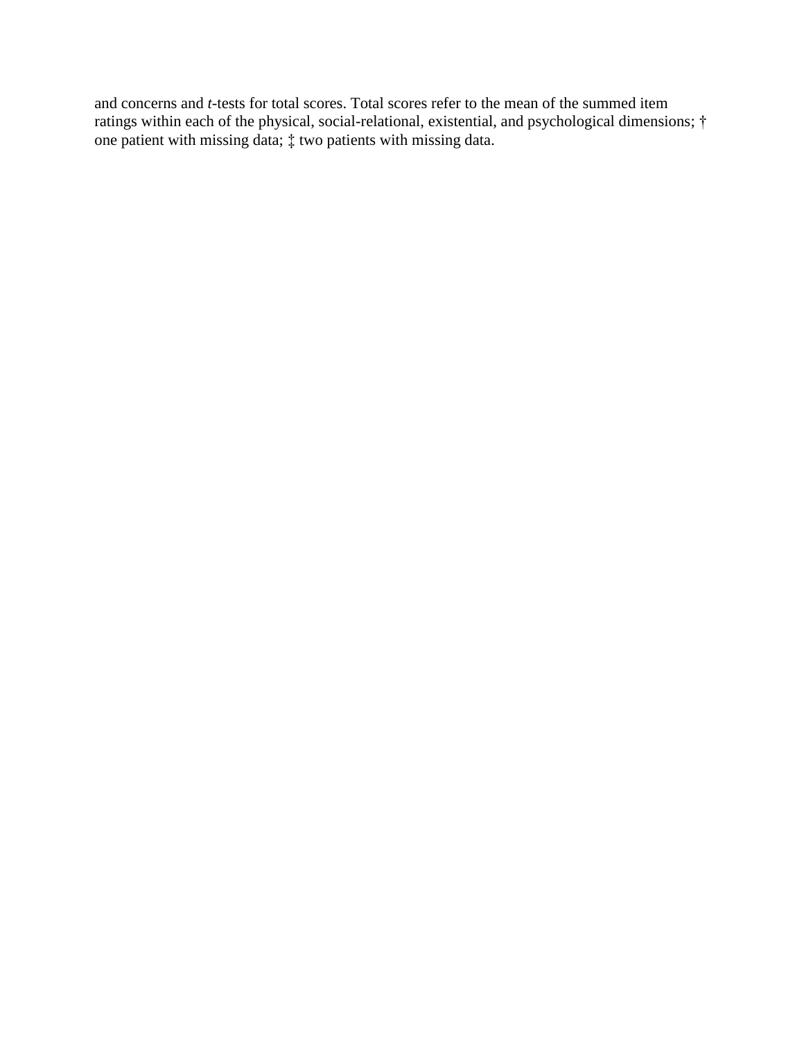and concerns and *t*-tests for total scores. Total scores refer to the mean of the summed item ratings within each of the physical, social-relational, existential, and psychological dimensions; † one patient with missing data; ‡ two patients with missing data.